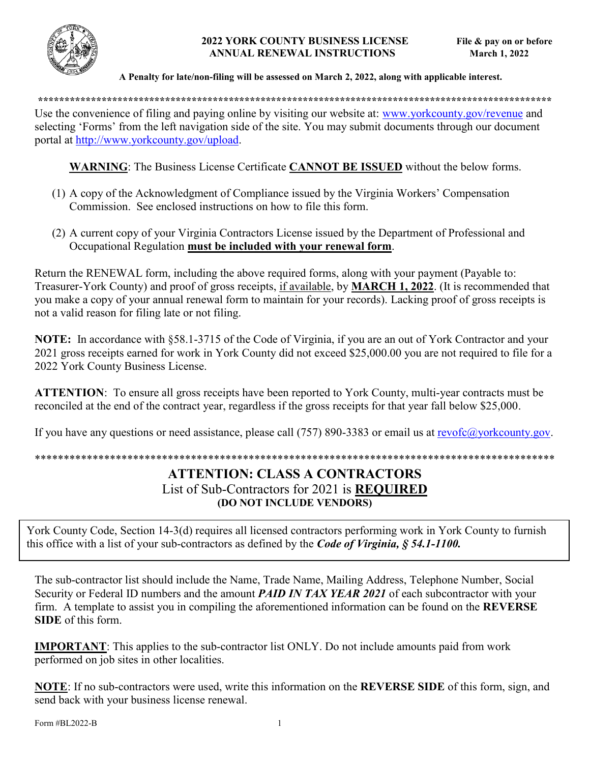# 2022 YORK COUNTY BUSINESS LICENSE ANNUAL RENEWAL INSTRUCTIONS

**File & pay on or before March 1, 2022**

**A Penalty for late/non-filing will be assessed on March 2, 2022, along with applicable interest.**

---

Use the convenience of filing and paying online by visiting our website at: www.yorkcounty.gov/revenue and selecting 'Forms' from the left navigation side of the site. You may submit documents through our document portal at http://www.yorkcounty.gov/upload.

**WARNING**: The Business License Certificate **CANNOT BE ISSUED** without the below forms.

(1) A copy of the Acknowledgment of Compliance issued by the Virginia Workers' Compensation Commission. See enclosed instructions on how to file this form.

(2) A current copy of your Virginia Contractors License issued by the Department of Professional and Occupational Regulation **must be included with your renewal form**.

Return the RENEWAL form, including the above required forms, along with your payment (Payable to: Treasurer-York County) and proof of gross receipts, if available, by **MARCH 1, 2022**. (It is recommended that you make a copy of your annual renewal form to maintain for your records). Lacking proof of gross receipts is not a valid reason for filing late or not filing.

**NOTE:** In accordance with §58.1-3715 of the Code of Virginia, if you are an out of York Contractor and your 2021 gross receipts earned for work in York County did not exceed $25,000.00 you are not required to file for a 2022 York County Business License.

**ATTENTION**: To ensure all gross receipts have been reported to York County, multi-year contracts must be reconciled at the end of the contract year, regardless if the gross receipts for that year fall below $25,000.

If you have any questions or need assistance, please call (757) 890-3383 or email us at revofc@yorkcounty.gov.

---

## ATTENTION: CLASS A CONTRACTORS

List of Sub-Contractors for 2021 is **REQUIRED**

**(DO NOT INCLUDE VENDORS)**

York County Code, Section 14-3(d) requires all licensed contractors performing work in York County to furnish this office with a list of your sub-contractors as defined by the ***Code of Virginia, § 54.1-1100.***

The sub-contractor list should include the Name, Trade Name, Mailing Address, Telephone Number, Social Security or Federal ID numbers and the amount ***PAID IN TAX YEAR 2021*** of each subcontractor with your firm. A template to assist you in compiling the aforementioned information can be found on the **REVERSE SIDE** of this form.

**IMPORTANT**: This applies to the sub-contractor list ONLY. Do not include amounts paid from work performed on job sites in other localities.

**NOTE**: If no sub-contractors were used, write this information on the **REVERSE SIDE** of this form, sign, and send back with your business license renewal.

Form #BL2022-B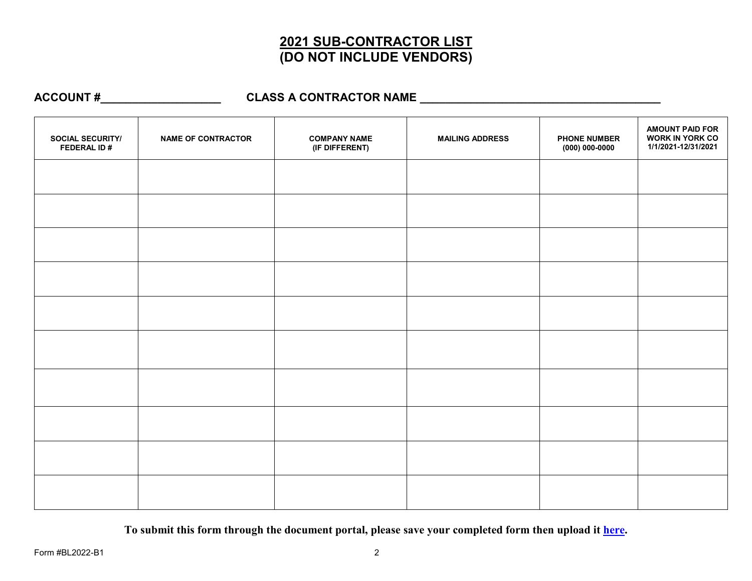# 2021 SUB-CONTRACTOR LIST
# (DO NOT INCLUDE VENDORS)

**ACCOUNT #__________________ CLASS A CONTRACTOR NAME ___________________________________**

| SOCIAL SECURITY/ FEDERAL ID # | NAME OF CONTRACTOR | COMPANY NAME (IF DIFFERENT) | MAILING ADDRESS | PHONE NUMBER (000) 000-0000 | AMOUNT PAID FOR WORK IN YORK CO 1/1/2021-12/31/2021 |
|---|---|---|---|---|---|
| | | | | | |
| | | | | | |
| | | | | | |
| | | | | | |
| | | | | | |
| | | | | | |
| | | | | | |
| | | | | | |
| | | | | | |
| | | | | | |

**To submit this form through the document portal, please save your completed form then upload it [here](#).**

Form #BL2022-B1